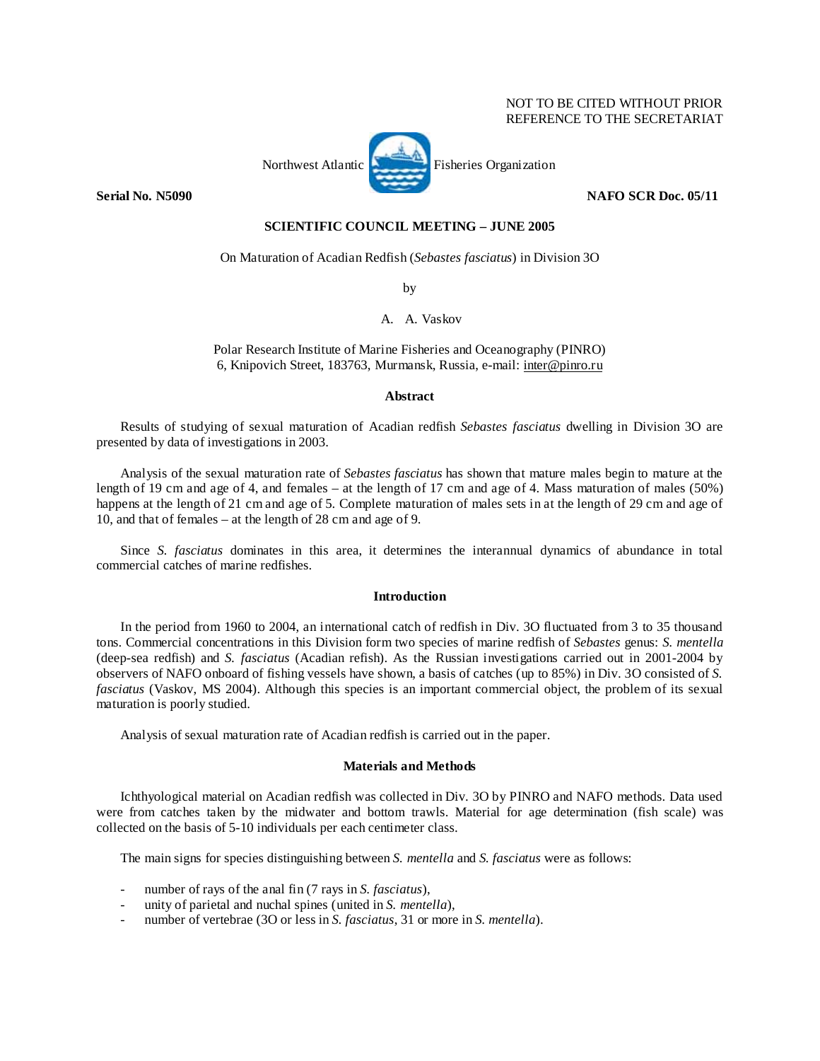NOT TO BE CITED WITHOUT PRIOR REFERENCE TO THE SECRETARIAT

Northwest Atlantic Fisheries Organization

**Serial No. N5090** **NAFO SCR Doc. 05/11**

**SCIENTIFIC COUNCIL MEETING – JUNE 2005**

On Maturation of Acadian Redfish (*Sebastes fasciatus*) in Division 3O

by

A. A. Vaskov

Polar Research Institute of Marine Fisheries and Oceanography (PINRO)
6, Knipovich Street, 183763, Murmansk, Russia, e-mail: inter@pinro.ru

## Abstract

Results of studying of sexual maturation of Acadian redfish *Sebastes fasciatus* dwelling in Division 3O are presented by data of investigations in 2003.

Analysis of the sexual maturation rate of *Sebastes fasciatus* has shown that mature males begin to mature at the length of 19 cm and age of 4, and females – at the length of 17 cm and age of 4. Mass maturation of males (50%) happens at the length of 21 cm and age of 5. Complete maturation of males sets in at the length of 29 cm and age of 10, and that of females – at the length of 28 cm and age of 9.

Since *S. fasciatus* dominates in this area, it determines the interannual dynamics of abundance in total commercial catches of marine redfishes.

## Introduction

In the period from 1960 to 2004, an international catch of redfish in Div. 3O fluctuated from 3 to 35 thousand tons. Commercial concentrations in this Division form two species of marine redfish of *Sebastes* genus: *S. mentella* (deep-sea redfish) and *S. fasciatus* (Acadian refish). As the Russian investigations carried out in 2001-2004 by observers of NAFO onboard of fishing vessels have shown, a basis of catches (up to 85%) in Div. 3O consisted of *S. fasciatus* (Vaskov, MS 2004). Although this species is an important commercial object, the problem of its sexual maturation is poorly studied.

Analysis of sexual maturation rate of Acadian redfish is carried out in the paper.

## Materials and Methods

Ichthyological material on Acadian redfish was collected in Div. 3O by PINRO and NAFO methods. Data used were from catches taken by the midwater and bottom trawls. Material for age determination (fish scale) was collected on the basis of 5-10 individuals per each centimeter class.

The main signs for species distinguishing between *S. mentella* and *S. fasciatus* were as follows:

- number of rays of the anal fin (7 rays in *S. fasciatus*),
- unity of parietal and nuchal spines (united in *S. mentella*),
- number of vertebrae (3O or less in *S. fasciatus*, 31 or more in *S. mentella*).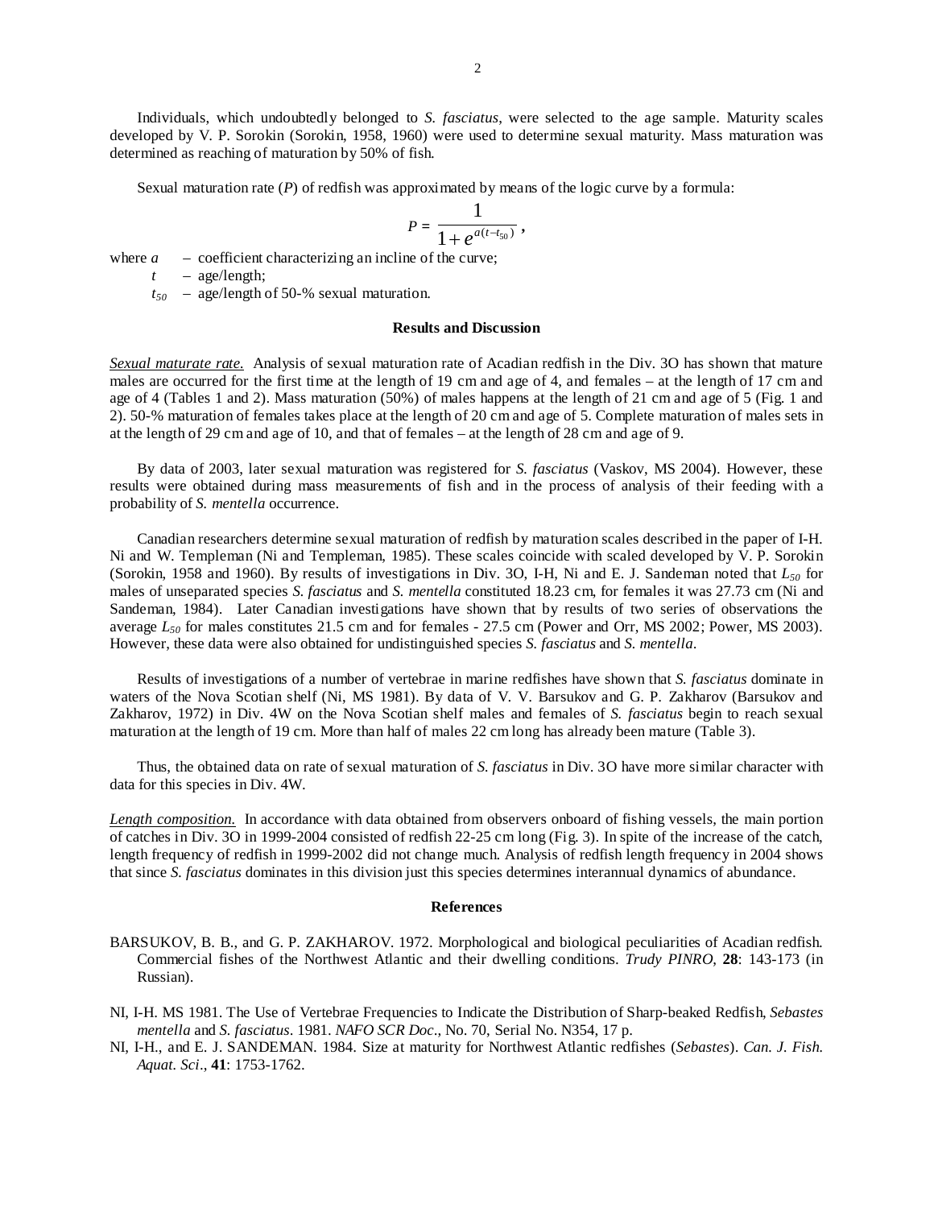Individuals, which undoubtedly belonged to *S. fasciatus*, were selected to the age sample. Maturity scales developed by V. P. Sorokin (Sorokin, 1958, 1960) were used to determine sexual maturity. Mass maturation was determined as reaching of maturation by 50% of fish.

Sexual maturation rate ($P$) of redfish was approximated by means of the logic curve by a formula:

$$P = \frac{1}{1 + e^{a(t - t_{50})}},$$

where $a$ – coefficient characterizing an incline of the curve;

$t$ – age/length;

$t_{50}$ – age/length of 50-% sexual maturation.

## Results and Discussion

*Sexual maturate rate.* Analysis of sexual maturation rate of Acadian redfish in the Div. 3O has shown that mature males are occurred for the first time at the length of 19 cm and age of 4, and females – at the length of 17 cm and age of 4 (Tables 1 and 2). Mass maturation (50%) of males happens at the length of 21 cm and age of 5 (Fig. 1 and 2). 50-% maturation of females takes place at the length of 20 cm and age of 5. Complete maturation of males sets in at the length of 29 cm and age of 10, and that of females – at the length of 28 cm and age of 9.

By data of 2003, later sexual maturation was registered for *S. fasciatus* (Vaskov, MS 2004). However, these results were obtained during mass measurements of fish and in the process of analysis of their feeding with a probability of *S. mentella* occurrence.

Canadian researchers determine sexual maturation of redfish by maturation scales described in the paper of I-H. Ni and W. Templeman (Ni and Templeman, 1985). These scales coincide with scaled developed by V. P. Sorokin (Sorokin, 1958 and 1960). By results of investigations in Div. 3O, I-H, Ni and E. J. Sandeman noted that $L_{50}$ for males of unseparated species *S. fasciatus* and *S. mentella* constituted 18.23 cm, for females it was 27.73 cm (Ni and Sandeman, 1984). Later Canadian investigations have shown that by results of two series of observations the average $L_{50}$ for males constitutes 21.5 cm and for females - 27.5 cm (Power and Orr, MS 2002; Power, MS 2003). However, these data were also obtained for undistinguished species *S. fasciatus* and *S. mentella*.

Results of investigations of a number of vertebrae in marine redfishes have shown that *S. fasciatus* dominate in waters of the Nova Scotian shelf (Ni, MS 1981). By data of V. V. Barsukov and G. P. Zakharov (Barsukov and Zakharov, 1972) in Div. 4W on the Nova Scotian shelf males and females of *S. fasciatus* begin to reach sexual maturation at the length of 19 cm. More than half of males 22 cm long has already been mature (Table 3).

Thus, the obtained data on rate of sexual maturation of *S. fasciatus* in Div. 3O have more similar character with data for this species in Div. 4W.

*Length composition.* In accordance with data obtained from observers onboard of fishing vessels, the main portion of catches in Div. 3O in 1999-2004 consisted of redfish 22-25 cm long (Fig. 3). In spite of the increase of the catch, length frequency of redfish in 1999-2002 did not change much. Analysis of redfish length frequency in 2004 shows that since *S. fasciatus* dominates in this division just this species determines interannual dynamics of abundance.

## References

BARSUKOV, B. B., and G. P. ZAKHAROV. 1972. Morphological and biological peculiarities of Acadian redfish. Commercial fishes of the Northwest Atlantic and their dwelling conditions. *Trudy PINRO*, **28**: 143-173 (in Russian).

NI, I-H. MS 1981. The Use of Vertebrae Frequencies to Indicate the Distribution of Sharp-beaked Redfish, *Sebastes mentella* and *S. fasciatus*. 1981. *NAFO SCR Doc*., No. 70, Serial No. N354, 17 p.

NI, I-H., and E. J. SANDEMAN. 1984. Size at maturity for Northwest Atlantic redfishes (*Sebastes*). *Can. J. Fish. Aquat. Sci*., **41**: 1753-1762.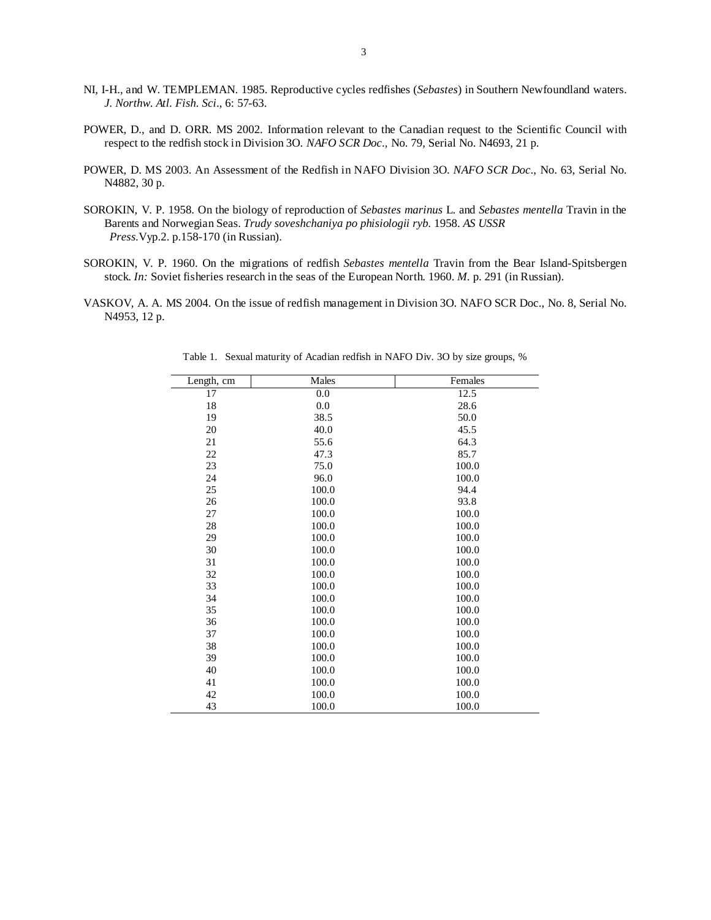NI, I-H., and W. TEMPLEMAN. 1985. Reproductive cycles redfishes (*Sebastes*) in Southern Newfoundland waters. *J. Northw. Atl. Fish. Sci*., 6: 57-63.

POWER, D., and D. ORR. MS 2002. Information relevant to the Canadian request to the Scientific Council with respect to the redfish stock in Division 3O. *NAFO SCR Doc*., No. 79, Serial No. N4693, 21 p.

POWER, D. MS 2003. An Assessment of the Redfish in NAFO Division 3O. *NAFO SCR Doc*., No. 63, Serial No. N4882, 30 p.

SOROKIN, V. P. 1958. On the biology of reproduction of *Sebastes marinus* L. and *Sebastes mentella* Travin in the Barents and Norwegian Seas. *Trudy soveshchaniya po phisiologii ryb.* 1958. *AS USSR Press.*Vyp.2. p.158-170 (in Russian).

SOROKIN, V. P. 1960. On the migrations of redfish *Sebastes mentella* Travin from the Bear Island-Spitsbergen stock. *In:* Soviet fisheries research in the seas of the European North. 1960. *M.* p. 291 (in Russian).

VASKOV, A. A. MS 2004. On the issue of redfish management in Division 3O. NAFO SCR Doc., No. 8, Serial No. N4953, 12 p.

Table 1. Sexual maturity of Acadian redfish in NAFO Div. 3O by size groups, %

| Length, cm | Males | Females |
|---|---|---|
| 17 | 0.0 | 12.5 |
| 18 | 0.0 | 28.6 |
| 19 | 38.5 | 50.0 |
| 20 | 40.0 | 45.5 |
| 21 | 55.6 | 64.3 |
| 22 | 47.3 | 85.7 |
| 23 | 75.0 | 100.0 |
| 24 | 96.0 | 100.0 |
| 25 | 100.0 | 94.4 |
| 26 | 100.0 | 93.8 |
| 27 | 100.0 | 100.0 |
| 28 | 100.0 | 100.0 |
| 29 | 100.0 | 100.0 |
| 30 | 100.0 | 100.0 |
| 31 | 100.0 | 100.0 |
| 32 | 100.0 | 100.0 |
| 33 | 100.0 | 100.0 |
| 34 | 100.0 | 100.0 |
| 35 | 100.0 | 100.0 |
| 36 | 100.0 | 100.0 |
| 37 | 100.0 | 100.0 |
| 38 | 100.0 | 100.0 |
| 39 | 100.0 | 100.0 |
| 40 | 100.0 | 100.0 |
| 41 | 100.0 | 100.0 |
| 42 | 100.0 | 100.0 |
| 43 | 100.0 | 100.0 |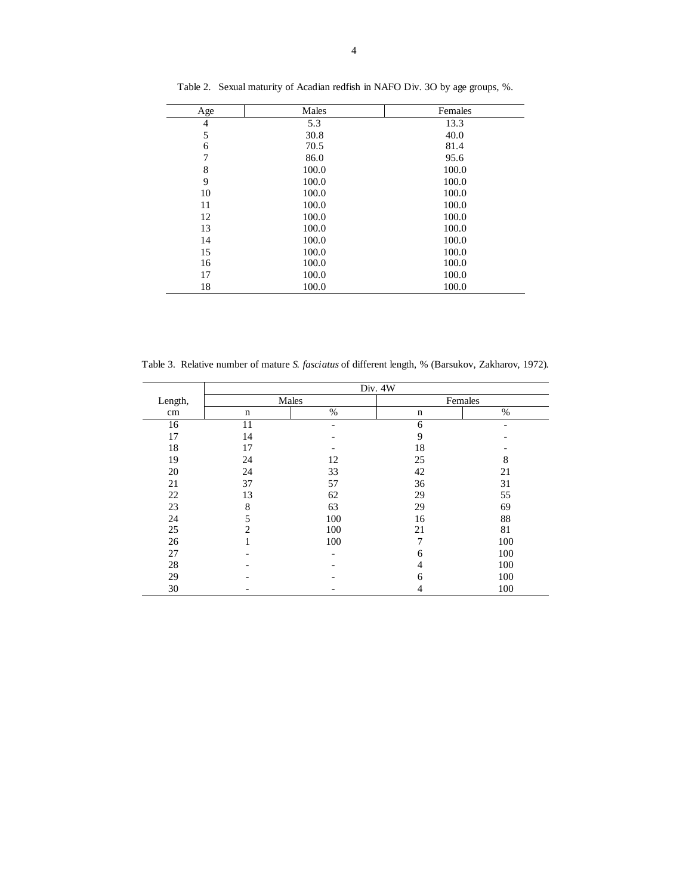Table 2. Sexual maturity of Acadian redfish in NAFO Div. 3O by age groups, %.

| Age | Males | Females |
|---|---|---|
| 4 | 5.3 | 13.3 |
| 5 | 30.8 | 40.0 |
| 6 | 70.5 | 81.4 |
| 7 | 86.0 | 95.6 |
| 8 | 100.0 | 100.0 |
| 9 | 100.0 | 100.0 |
| 10 | 100.0 | 100.0 |
| 11 | 100.0 | 100.0 |
| 12 | 100.0 | 100.0 |
| 13 | 100.0 | 100.0 |
| 14 | 100.0 | 100.0 |
| 15 | 100.0 | 100.0 |
| 16 | 100.0 | 100.0 |
| 17 | 100.0 | 100.0 |
| 18 | 100.0 | 100.0 |

Table 3. Relative number of mature *S. fasciatus* of different length, % (Barsukov, Zakharov, 1972).

| | Div. 4W | | | |
|---|---|---|---|---|
| Length, | Males | | Females | |
| cm | n | % | n | % |
| 16 | 11 | - | 6 | - |
| 17 | 14 | - | 9 | - |
| 18 | 17 | - | 18 | - |
| 19 | 24 | 12 | 25 | 8 |
| 20 | 24 | 33 | 42 | 21 |
| 21 | 37 | 57 | 36 | 31 |
| 22 | 13 | 62 | 29 | 55 |
| 23 | 8 | 63 | 29 | 69 |
| 24 | 5 | 100 | 16 | 88 |
| 25 | 2 | 100 | 21 | 81 |
| 26 | 1 | 100 | 7 | 100 |
| 27 | - | - | 6 | 100 |
| 28 | - | - | 4 | 100 |
| 29 | - | - | 6 | 100 |
| 30 | - | - | 4 | 100 |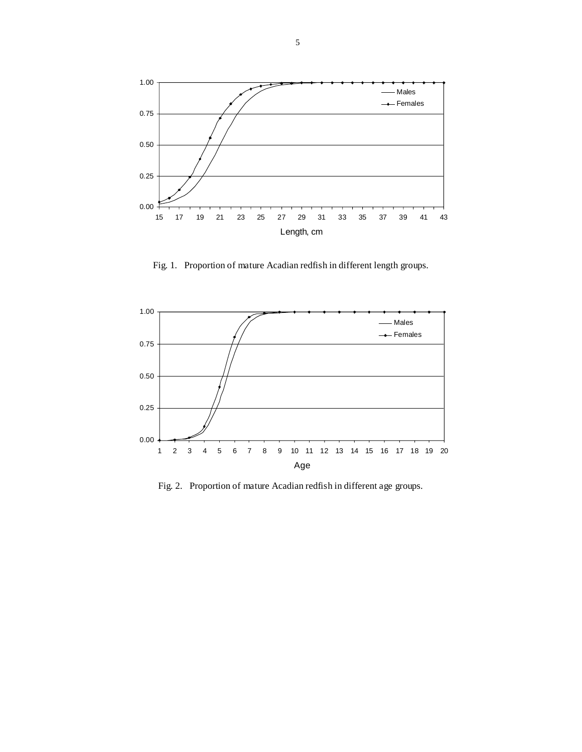Fig. 1. Proportion of mature Acadian redfish in different length groups.

Fig. 2. Proportion of mature Acadian redfish in different age groups.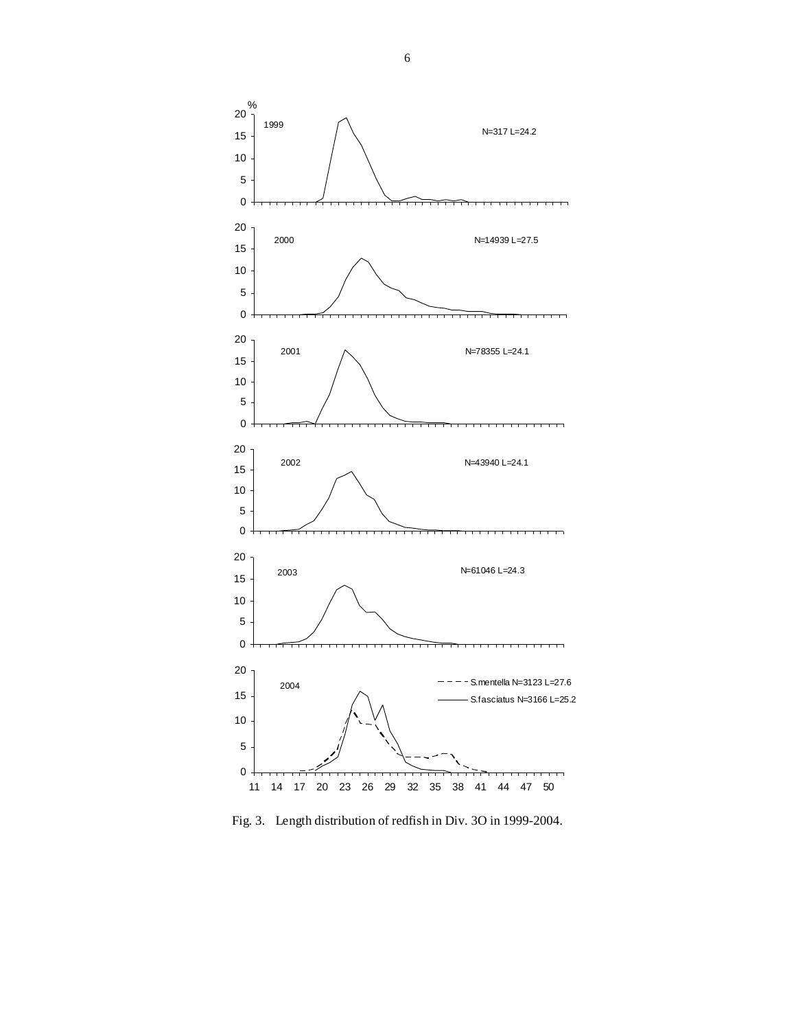%

1999

N=317 L=24.2

2000

N=14939 L=27.5

2001

N=78355 L=24.1

2002

N=43940 L=24.1

2003

N=61046 L=24.3

2004

S.mentella N=3123 L=27.6

S.fasciatus N=3166 L=25.2

Fig. 3. Length distribution of redfish in Div. 3O in 1999-2004.